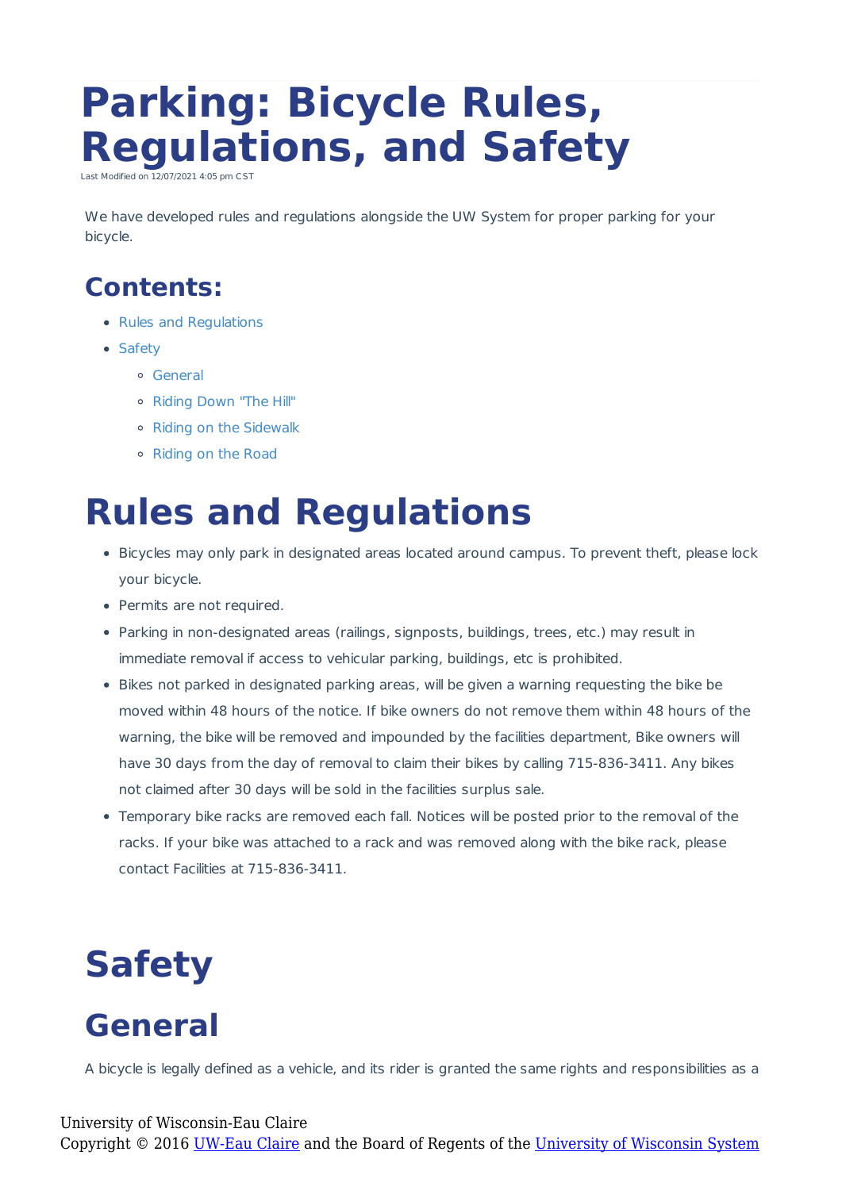# Parking: Bicycle Rules, Regulations, and Safety

Last Modified on 12/07/2021 4:05 pm CST

We have developed rules and regulations alongside the UW System for proper parking for your bicycle.

## Contents:

- Rules and Regulations
- Safety
  - General
  - Riding Down "The Hill"
  - Riding on the Sidewalk
  - Riding on the Road

# Rules and Regulations

- Bicycles may only park in designated areas located around campus. To prevent theft, please lock your bicycle.
- Permits are not required.
- Parking in non-designated areas (railings, signposts, buildings, trees, etc.) may result in immediate removal if access to vehicular parking, buildings, etc is prohibited.
- Bikes not parked in designated parking areas, will be given a warning requesting the bike be moved within 48 hours of the notice. If bike owners do not remove them within 48 hours of the warning, the bike will be removed and impounded by the facilities department, Bike owners will have 30 days from the day of removal to claim their bikes by calling 715-836-3411. Any bikes not claimed after 30 days will be sold in the facilities surplus sale.
- Temporary bike racks are removed each fall. Notices will be posted prior to the removal of the racks. If your bike was attached to a rack and was removed along with the bike rack, please contact Facilities at 715-836-3411.

# Safety

## General

A bicycle is legally defined as a vehicle, and its rider is granted the same rights and responsibilities as a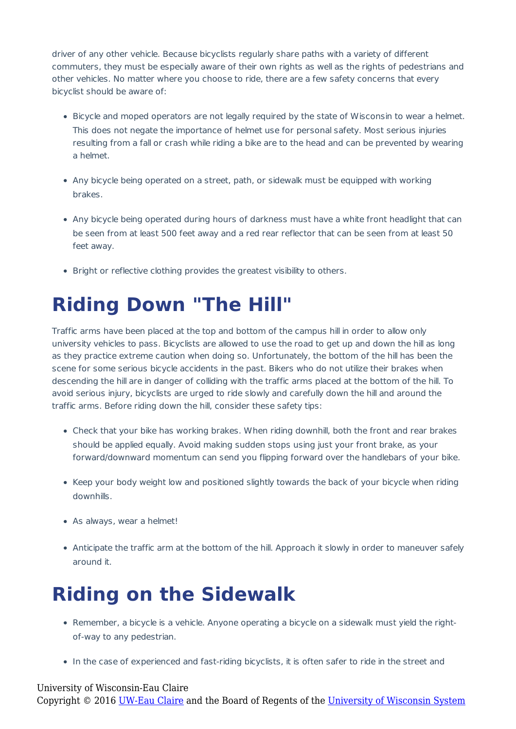driver of any other vehicle. Because bicyclists regularly share paths with a variety of different commuters, they must be especially aware of their own rights as well as the rights of pedestrians and other vehicles. No matter where you choose to ride, there are a few safety concerns that every bicyclist should be aware of:

- Bicycle and moped operators are not legally required by the state of Wisconsin to wear a helmet. This does not negate the importance of helmet use for personal safety. Most serious injuries resulting from a fall or crash while riding a bike are to the head and can be prevented by wearing a helmet.
- Any bicycle being operated on a street, path, or sidewalk must be equipped with working brakes.
- Any bicycle being operated during hours of darkness must have a white front headlight that can be seen from at least 500 feet away and a red rear reflector that can be seen from at least 50 feet away.
- Bright or reflective clothing provides the greatest visibility to others.

# Riding Down "The Hill"

Traffic arms have been placed at the top and bottom of the campus hill in order to allow only university vehicles to pass. Bicyclists are allowed to use the road to get up and down the hill as long as they practice extreme caution when doing so. Unfortunately, the bottom of the hill has been the scene for some serious bicycle accidents in the past. Bikers who do not utilize their brakes when descending the hill are in danger of colliding with the traffic arms placed at the bottom of the hill. To avoid serious injury, bicyclists are urged to ride slowly and carefully down the hill and around the traffic arms. Before riding down the hill, consider these safety tips:

- Check that your bike has working brakes. When riding downhill, both the front and rear brakes should be applied equally. Avoid making sudden stops using just your front brake, as your forward/downward momentum can send you flipping forward over the handlebars of your bike.
- Keep your body weight low and positioned slightly towards the back of your bicycle when riding downhills.
- As always, wear a helmet!
- Anticipate the traffic arm at the bottom of the hill. Approach it slowly in order to maneuver safely around it.

# Riding on the Sidewalk

- Remember, a bicycle is a vehicle. Anyone operating a bicycle on a sidewalk must yield the right-of-way to any pedestrian.
- In the case of experienced and fast-riding bicyclists, it is often safer to ride in the street and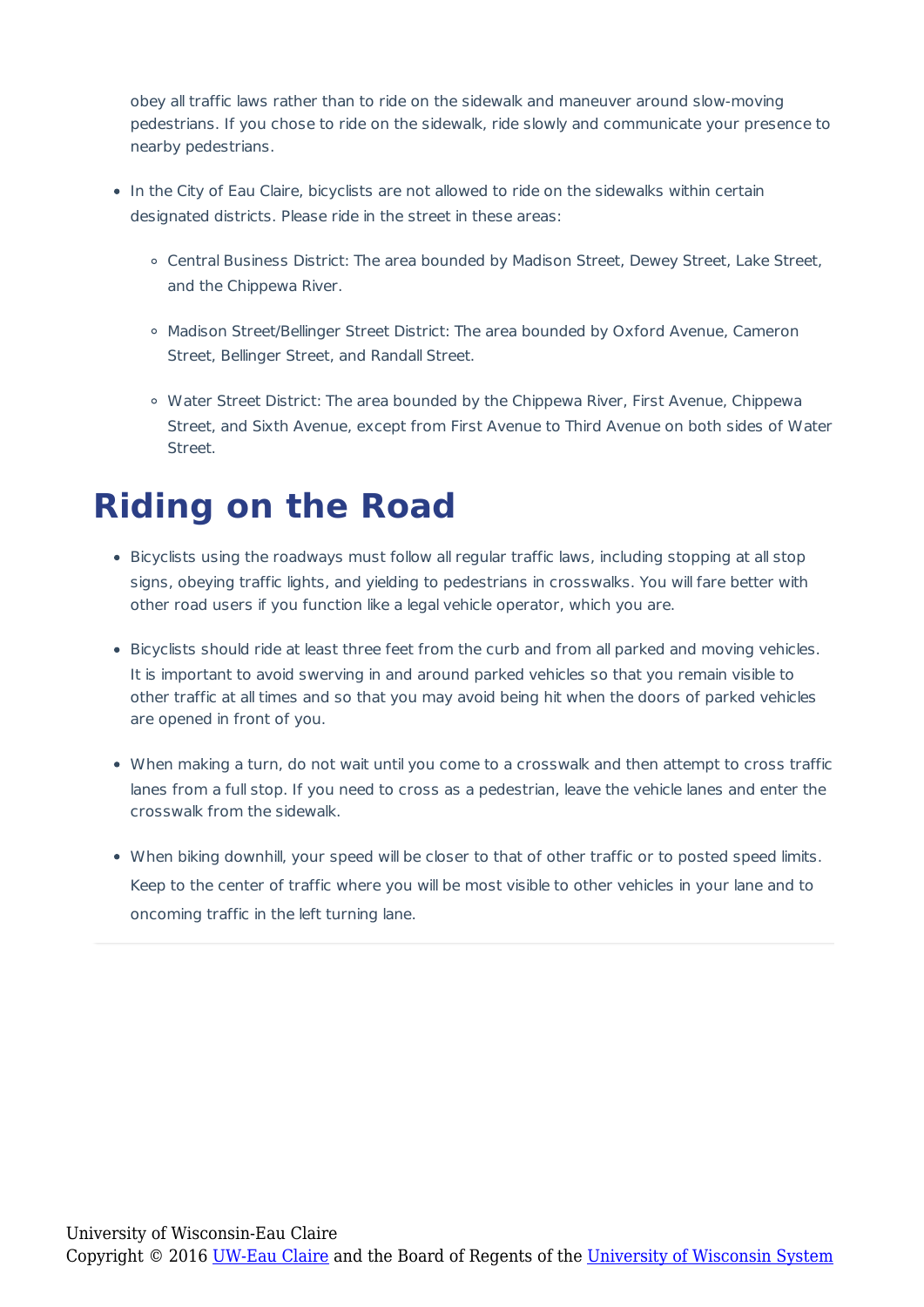obey all traffic laws rather than to ride on the sidewalk and maneuver around slow-moving pedestrians. If you chose to ride on the sidewalk, ride slowly and communicate your presence to nearby pedestrians.

- In the City of Eau Claire, bicyclists are not allowed to ride on the sidewalks within certain designated districts. Please ride in the street in these areas:
  - Central Business District: The area bounded by Madison Street, Dewey Street, Lake Street, and the Chippewa River.
  - Madison Street/Bellinger Street District: The area bounded by Oxford Avenue, Cameron Street, Bellinger Street, and Randall Street.
  - Water Street District: The area bounded by the Chippewa River, First Avenue, Chippewa Street, and Sixth Avenue, except from First Avenue to Third Avenue on both sides of Water Street.

# Riding on the Road

- Bicyclists using the roadways must follow all regular traffic laws, including stopping at all stop signs, obeying traffic lights, and yielding to pedestrians in crosswalks. You will fare better with other road users if you function like a legal vehicle operator, which you are.
- Bicyclists should ride at least three feet from the curb and from all parked and moving vehicles. It is important to avoid swerving in and around parked vehicles so that you remain visible to other traffic at all times and so that you may avoid being hit when the doors of parked vehicles are opened in front of you.
- When making a turn, do not wait until you come to a crosswalk and then attempt to cross traffic lanes from a full stop. If you need to cross as a pedestrian, leave the vehicle lanes and enter the crosswalk from the sidewalk.
- When biking downhill, your speed will be closer to that of other traffic or to posted speed limits. Keep to the center of traffic where you will be most visible to other vehicles in your lane and to oncoming traffic in the left turning lane.

University of Wisconsin-Eau Claire
Copyright © 2016 UW-Eau Claire and the Board of Regents of the University of Wisconsin System